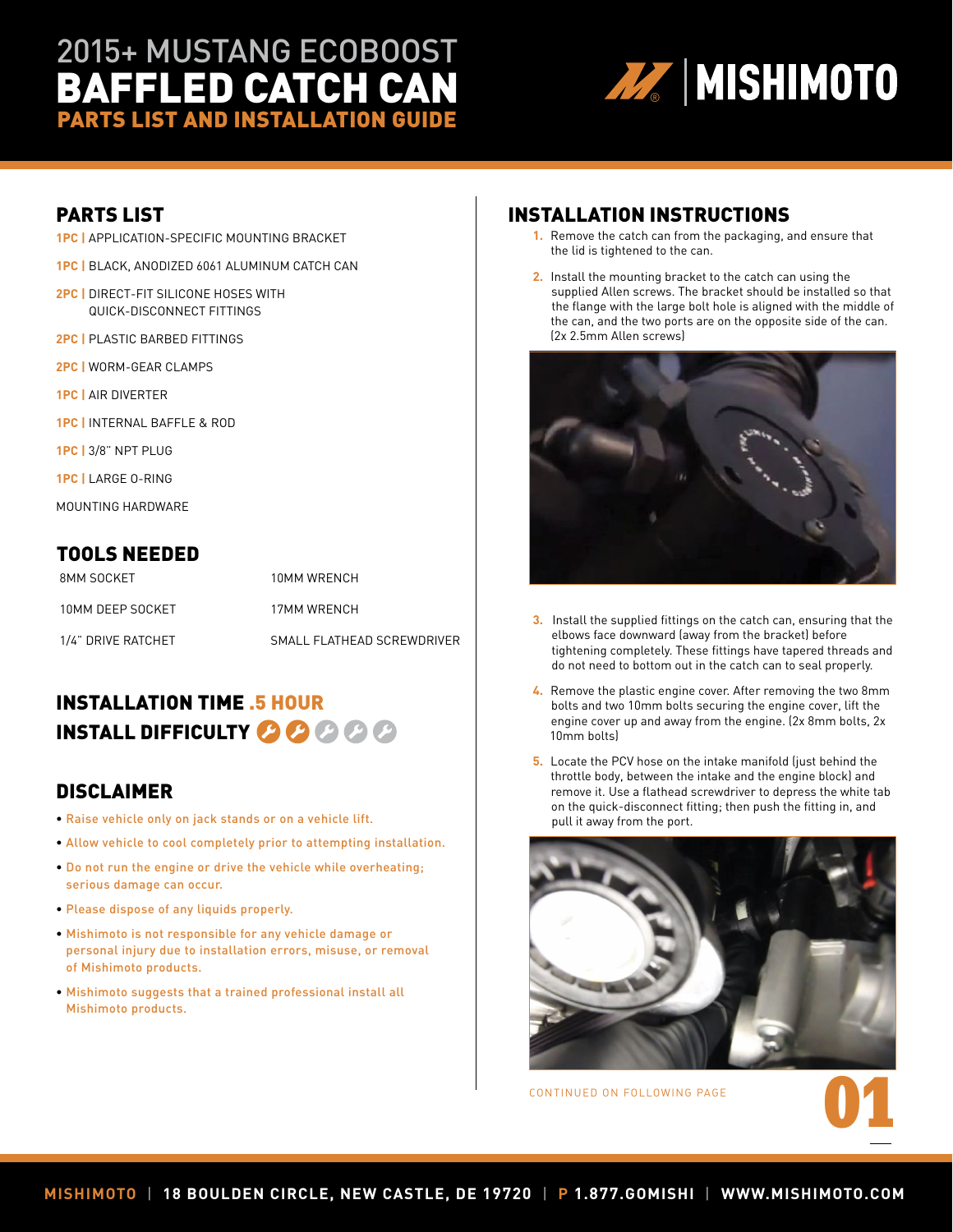# 2015+ MUSTANG ECOBOOST
# BAFFLED CATCH CAN
## PARTS LIST AND INSTALLATION GUIDE

MISHIMOTO

## PARTS LIST

**1PC** | APPLICATION-SPECIFIC MOUNTING BRACKET

**1PC** | BLACK, ANODIZED 6061 ALUMINUM CATCH CAN

**2PC** | DIRECT-FIT SILICONE HOSES WITH QUICK-DISCONNECT FITTINGS

**2PC** | PLASTIC BARBED FITTINGS

**2PC** | WORM-GEAR CLAMPS

**1PC** | AIR DIVERTER

**1PC** | INTERNAL BAFFLE & ROD

**1PC** | 3/8" NPT PLUG

**1PC** | LARGE O-RING

MOUNTING HARDWARE

## TOOLS NEEDED

| | |
|---|---|
| 8MM SOCKET | 10MM WRENCH |
| 10MM DEEP SOCKET | 17MM WRENCH |
| 1/4" DRIVE RATCHET | SMALL FLATHEAD SCREWDRIVER |

## INSTALLATION TIME .5 HOUR
## INSTALL DIFFICULTY

## DISCLAIMER

- Raise vehicle only on jack stands or on a vehicle lift.
- Allow vehicle to cool completely prior to attempting installation.
- Do not run the engine or drive the vehicle while overheating; serious damage can occur.
- Please dispose of any liquids properly.
- Mishimoto is not responsible for any vehicle damage or personal injury due to installation errors, misuse, or removal of Mishimoto products.
- Mishimoto suggests that a trained professional install all Mishimoto products.

## INSTALLATION INSTRUCTIONS

1. Remove the catch can from the packaging, and ensure that the lid is tightened to the can.
2. Install the mounting bracket to the catch can using the supplied Allen screws. The bracket should be installed so that the flange with the large bolt hole is aligned with the middle of the can, and the two ports are on the opposite side of the can. (2x 2.5mm Allen screws)
3. Install the supplied fittings on the catch can, ensuring that the elbows face downward (away from the bracket) before tightening completely. These fittings have tapered threads and do not need to bottom out in the catch can to seal properly.
4. Remove the plastic engine cover. After removing the two 8mm bolts and two 10mm bolts securing the engine cover, lift the engine cover up and away from the engine. (2x 8mm bolts, 2x 10mm bolts)
5. Locate the PCV hose on the intake manifold (just behind the throttle body, between the intake and the engine block) and remove it. Use a flathead screwdriver to depress the white tab on the quick-disconnect fitting; then push the fitting in, and pull it away from the port.

CONTINUED ON FOLLOWING PAGE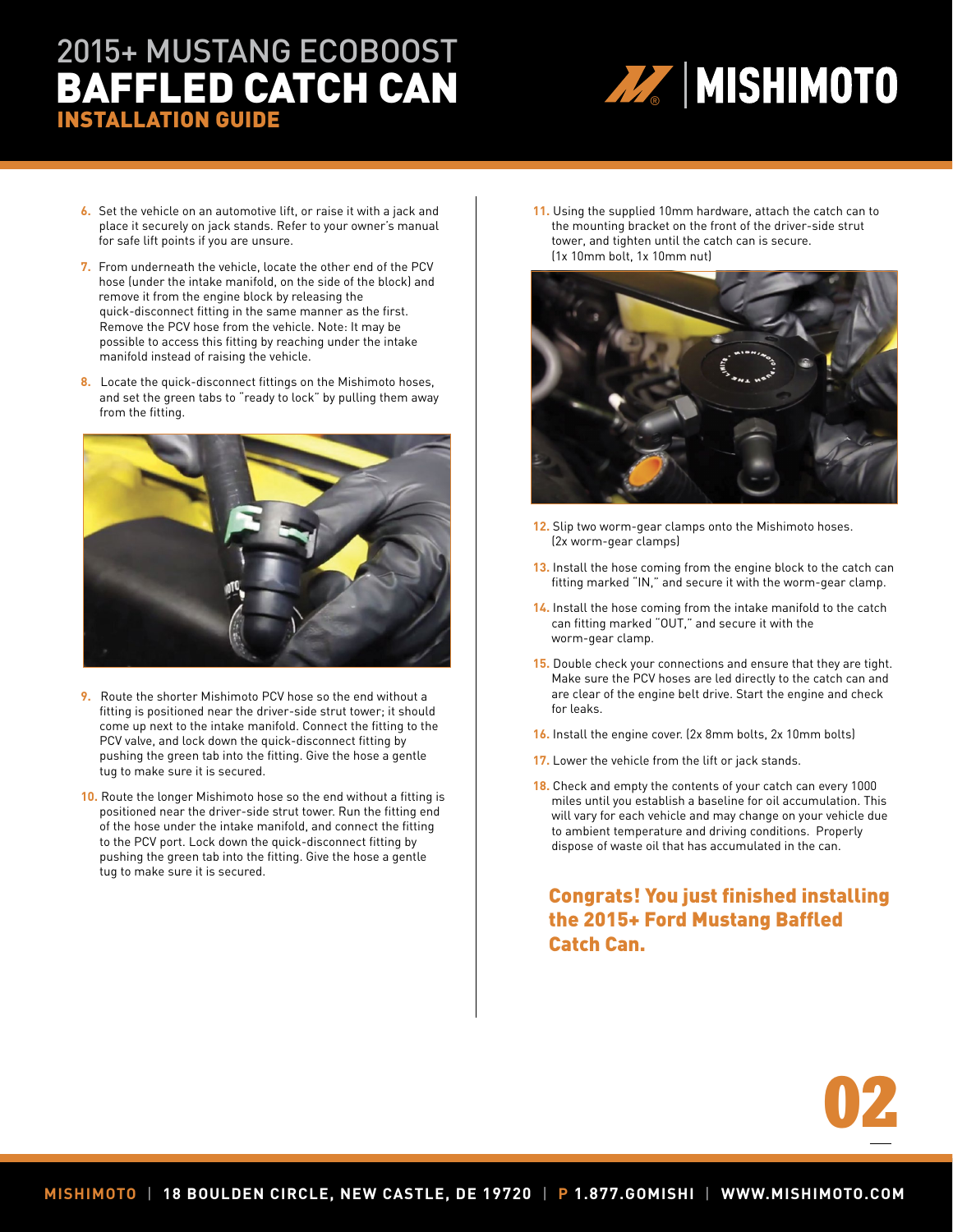6. Set the vehicle on an automotive lift, or raise it with a jack and place it securely on jack stands. Refer to your owner's manual for safe lift points if you are unsure.

7. From underneath the vehicle, locate the other end of the PCV hose (under the intake manifold, on the side of the block) and remove it from the engine block by releasing the quick-disconnect fitting in the same manner as the first. Remove the PCV hose from the vehicle. Note: It may be possible to access this fitting by reaching under the intake manifold instead of raising the vehicle.

8. Locate the quick-disconnect fittings on the Mishimoto hoses, and set the green tabs to "ready to lock" by pulling them away from the fitting.

9. Route the shorter Mishimoto PCV hose so the end without a fitting is positioned near the driver-side strut tower; it should come up next to the intake manifold. Connect the fitting to the PCV valve, and lock down the quick-disconnect fitting by pushing the green tab into the fitting. Give the hose a gentle tug to make sure it is secured.

10. Route the longer Mishimoto hose so the end without a fitting is positioned near the driver-side strut tower. Run the fitting end of the hose under the intake manifold, and connect the fitting to the PCV port. Lock down the quick-disconnect fitting by pushing the green tab into the fitting. Give the hose a gentle tug to make sure it is secured.

11. Using the supplied 10mm hardware, attach the catch can to the mounting bracket on the front of the driver-side strut tower, and tighten until the catch can is secure. (1x 10mm bolt, 1x 10mm nut)

12. Slip two worm-gear clamps onto the Mishimoto hoses. (2x worm-gear clamps)

13. Install the hose coming from the engine block to the catch can fitting marked "IN," and secure it with the worm-gear clamp.

14. Install the hose coming from the intake manifold to the catch can fitting marked "OUT," and secure it with the worm-gear clamp.

15. Double check your connections and ensure that they are tight. Make sure the PCV hoses are led directly to the catch can and are clear of the engine belt drive. Start the engine and check for leaks.

16. Install the engine cover. (2x 8mm bolts, 2x 10mm bolts)

17. Lower the vehicle from the lift or jack stands.

18. Check and empty the contents of your catch can every 1000 miles until you establish a baseline for oil accumulation. This will vary for each vehicle and may change on your vehicle due to ambient temperature and driving conditions. Properly dispose of waste oil that has accumulated in the can.

## Congrats! You just finished installing the 2015+ Ford Mustang Baffled Catch Can.